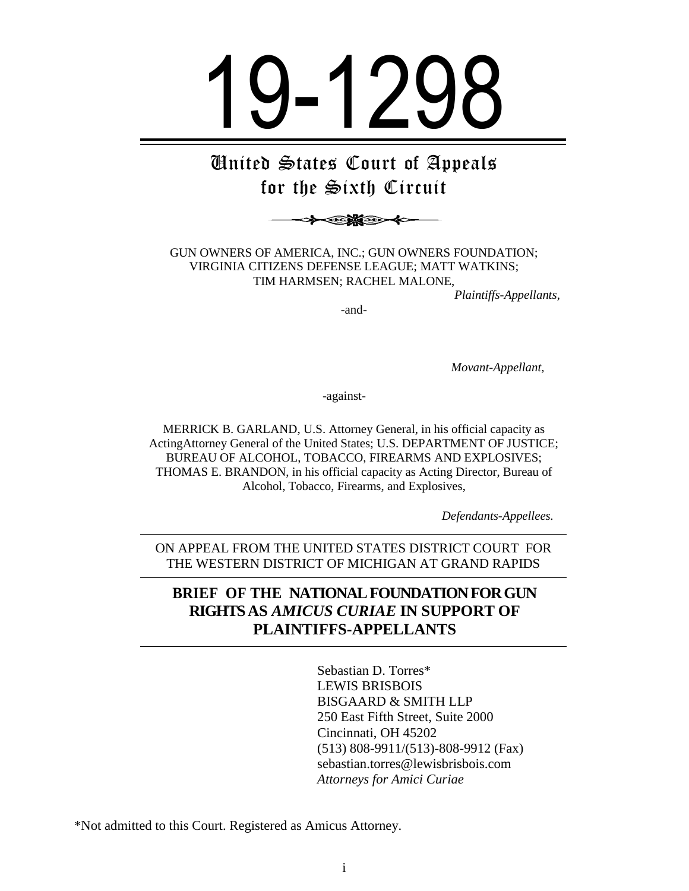# 19-1298

## United States Court of Appeals for the Sixth Circuit

GUN OWNERS OF AMERICA, INC.; GUN OWNERS FOUNDATION; VIRGINIA CITIZENS DEFENSE LEAGUE; MATT WATKINS; TIM HARMSEN; RACHEL MALONE,

*Plaintiffs-Appellants*,

-and-

*Movant-Appellant,*

-against-

MERRICK B. GARLAND, U.S. Attorney General, in his official capacity as ActingAttorney General of the United States; U.S. DEPARTMENT OF JUSTICE; BUREAU OF ALCOHOL, TOBACCO, FIREARMS AND EXPLOSIVES; THOMAS E. BRANDON, in his official capacity as Acting Director, Bureau of Alcohol, Tobacco, Firearms, and Explosives,

*Defendants-Appellees.*

---

ON APPEAL FROM THE UNITED STATES DISTRICT COURT FOR THE WESTERN DISTRICT OF MICHIGAN AT GRAND RAPIDS

---

**BRIEF OF THE NATIONAL FOUNDATION FOR GUN RIGHTS AS *AMICUS CURIAE* IN SUPPORT OF PLAINTIFFS-APPELLANTS**

---

Sebastian D. Torres*
LEWIS BRISBOIS
BISGAARD & SMITH LLP
250 East Fifth Street, Suite 2000
Cincinnati, OH 45202
(513) 808-9911/(513)-808-9912 (Fax)
sebastian.torres@lewisbrisbois.com
*Attorneys for Amici Curiae*

*Not admitted to this Court. Registered as Amicus Attorney.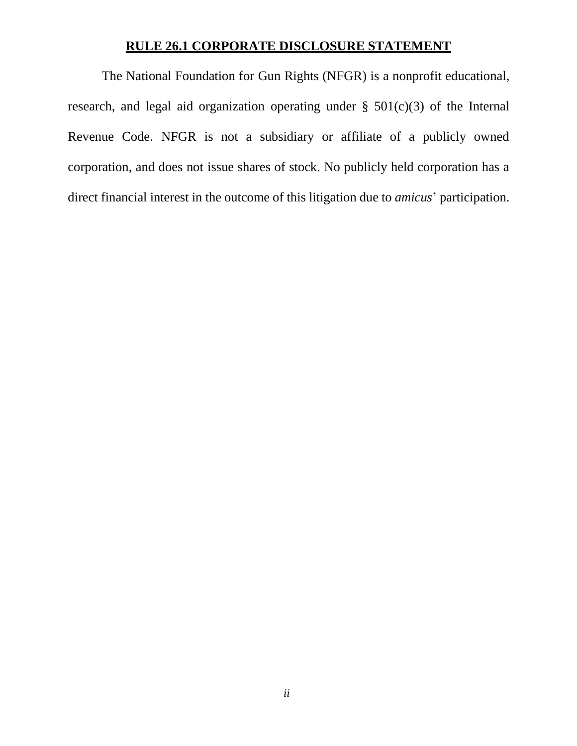## **RULE 26.1 CORPORATE DISCLOSURE STATEMENT**

The National Foundation for Gun Rights (NFGR) is a nonprofit educational, research, and legal aid organization operating under § 501(c)(3) of the Internal Revenue Code. NFGR is not a subsidiary or affiliate of a publicly owned corporation, and does not issue shares of stock. No publicly held corporation has a direct financial interest in the outcome of this litigation due to *amicus*' participation.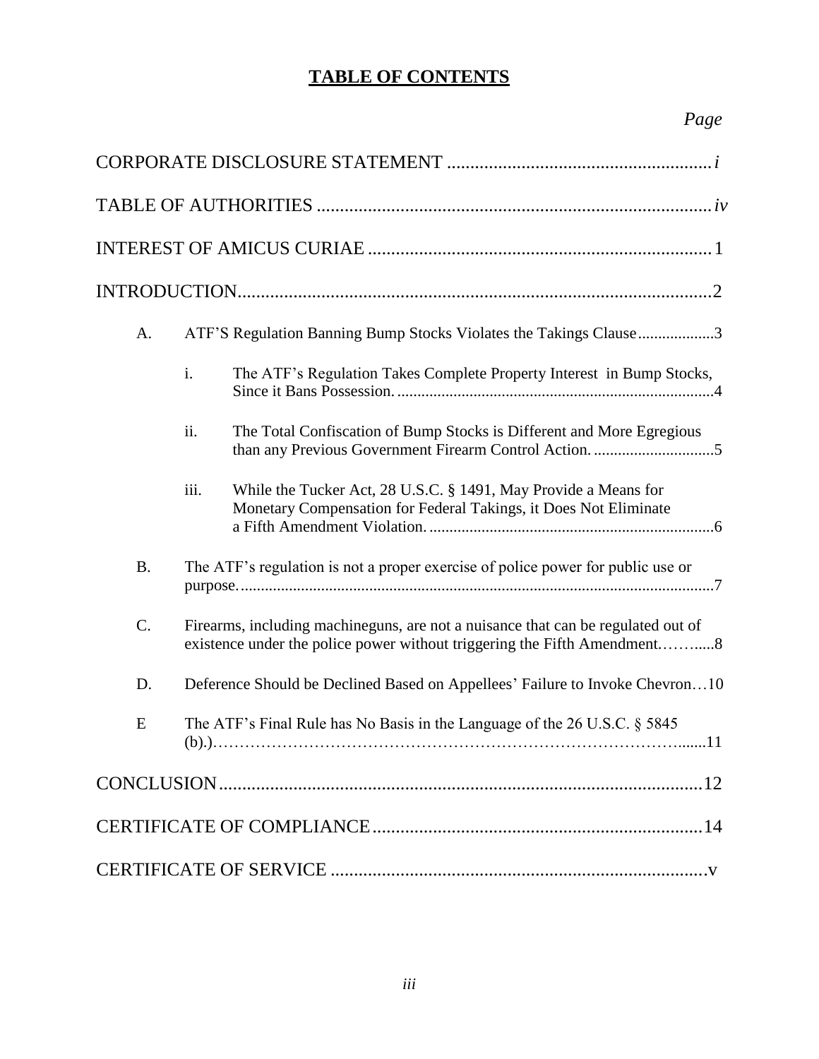# TABLE OF CONTENTS

*Page*

CORPORATE DISCLOSURE STATEMENT ........................................................ *i*

TABLE OF AUTHORITIES ................................................................................. *iv*

INTEREST OF AMICUS CURIAE ........................................................................ 1

INTRODUCTION.................................................................................................... 2

A. ATF'S Regulation Banning Bump Stocks Violates the Takings Clause ..................3

   i. The ATF's Regulation Takes Complete Property Interest in Bump Stocks, Since it Bans Possession. ...............................................................................4

   ii. The Total Confiscation of Bump Stocks is Different and More Egregious than any Previous Government Firearm Control Action. ..............................5

   iii. While the Tucker Act, 28 U.S.C. § 1491, May Provide a Means for Monetary Compensation for Federal Takings, it Does Not Eliminate a Fifth Amendment Violation. .......................................................................6

B. The ATF's regulation is not a proper exercise of police power for public use or purpose. .......................................................................................................................7

C. Firearms, including machineguns, are not a nuisance that can be regulated out of existence under the police power without triggering the Fifth Amendment.……......8

D. Deference Should be Declined Based on Appellees' Failure to Invoke Chevron…10

E The ATF's Final Rule has No Basis in the Language of the 26 U.S.C. § 5845 (b).)…………………………………………………………………………….......11

CONCLUSION ....................................................................................................... 12

CERTIFICATE OF COMPLIANCE ....................................................................... 14

CERTIFICATE OF SERVICE ................................................................................. v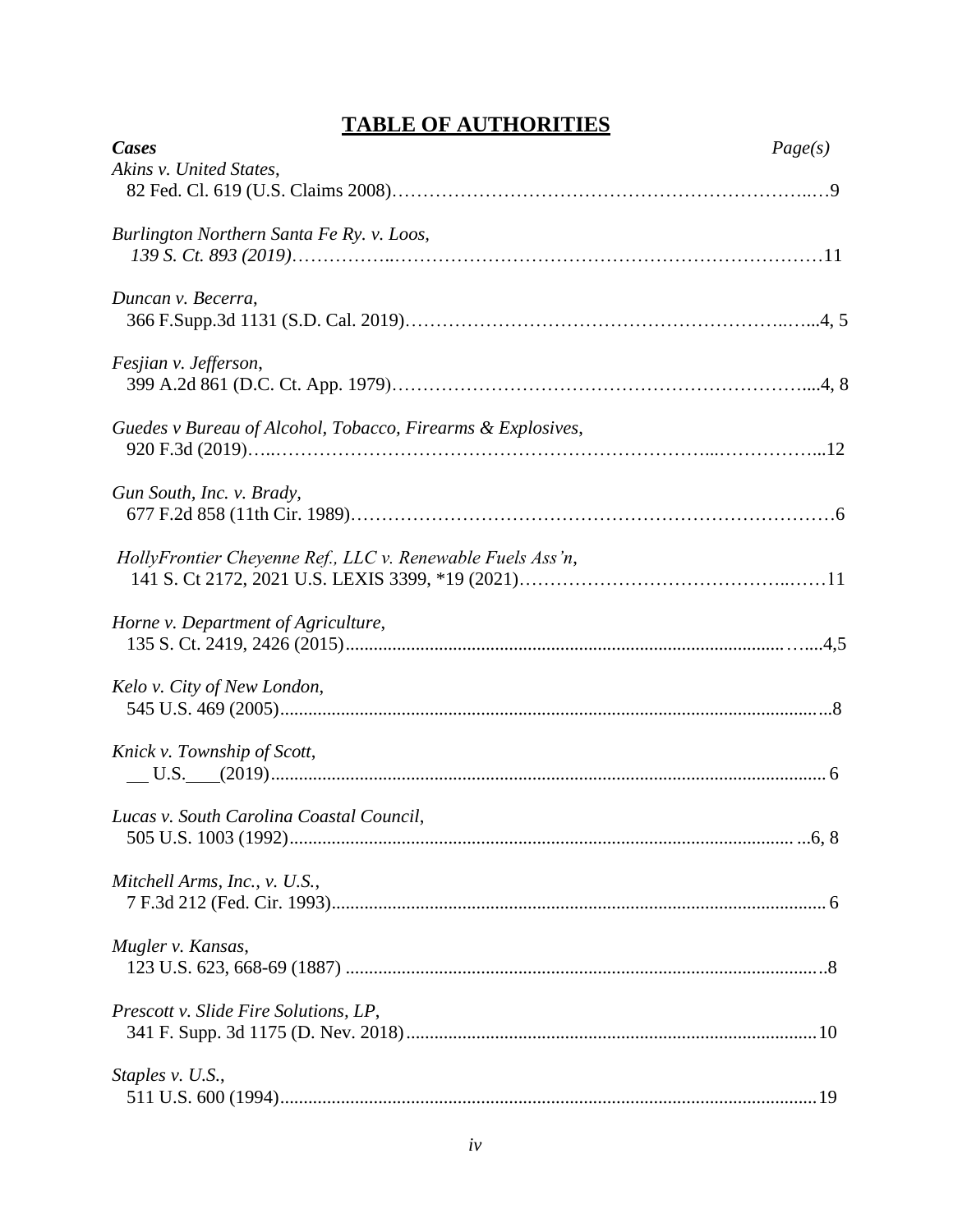# TABLE OF AUTHORITIES

***Cases*** *Page(s)*

*Akins v. United States*,
82 Fed. Cl. 619 (U.S. Claims 2008)……………………………………………………………..…9

*Burlington Northern Santa Fe Ry. v. Loos*,
*139 S. Ct. 893 (2019)*……………..…………………………………………………………11

*Duncan v. Becerra*,
366 F.Supp.3d 1131 (S.D. Cal. 2019)……………………………………………………..…...4, 5

*Fesjian v. Jefferson*,
399 A.2d 861 (D.C. Ct. App. 1979)………………………………………………………....4, 8

*Guedes v Bureau of Alcohol, Tobacco, Firearms & Explosives*,
920 F.3d (2019)…..…………………………………………………………...……………...12

*Gun South, Inc. v. Brady*,
677 F.2d 858 (11th Cir. 1989)……………………………………………………………………6

*HollyFrontier Cheyenne Ref., LLC v. Renewable Fuels Ass'n*,
141 S. Ct 2172, 2021 U.S. LEXIS 3399, *19 (2021)…………………………………..……11

*Horne v. Department of Agriculture*,
135 S. Ct. 2419, 2426 (2015)..........................................................................................…....4,5

*Kelo v. City of New London*,
545 U.S. 469 (2005)...............................................................................................................…..8

*Knick v. Township of Scott*,
\_\_ U.S.\_\_\_\_(2019)...................................................................................................................... 6

*Lucas v. South Carolina Coastal Council*,
505 U.S. 1003 (1992)........................................................................................................... ...6, 8

*Mitchell Arms, Inc., v. U.S.*,
7 F.3d 212 (Fed. Cir. 1993)......................................................................................................... 6

*Mugler v. Kansas*,
123 U.S. 623, 668-69 (1887) ...................................................................................................…8

*Prescott v. Slide Fire Solutions, LP*,
341 F. Supp. 3d 1175 (D. Nev. 2018).......................................................................................10

*Staples v. U.S.*,
511 U.S. 600 (1994)..................................................................................................................19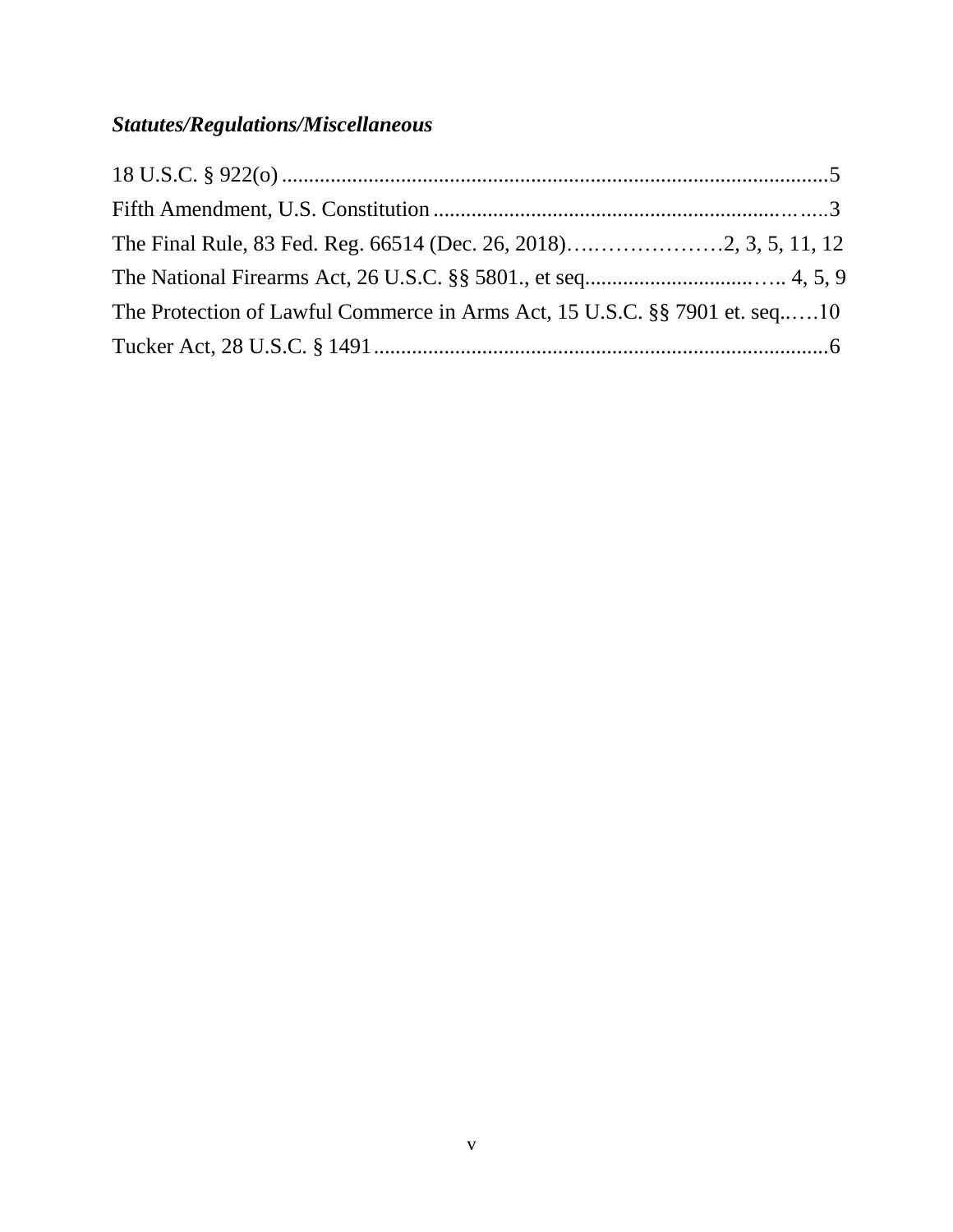### *Statutes/Regulations/Miscellaneous*

18 U.S.C. § 922(o) ....................................................................................................5

Fifth Amendment, U.S. Constitution .........................................................................3

The Final Rule, 83 Fed. Reg. 66514 (Dec. 26, 2018)…………………2, 3, 5, 11, 12

The National Firearms Act, 26 U.S.C. §§ 5801., et seq.................................….. 4, 5, 9

The Protection of Lawful Commerce in Arms Act, 15 U.S.C. §§ 7901 et. seq..….10

Tucker Act, 28 U.S.C. § 1491....................................................................................6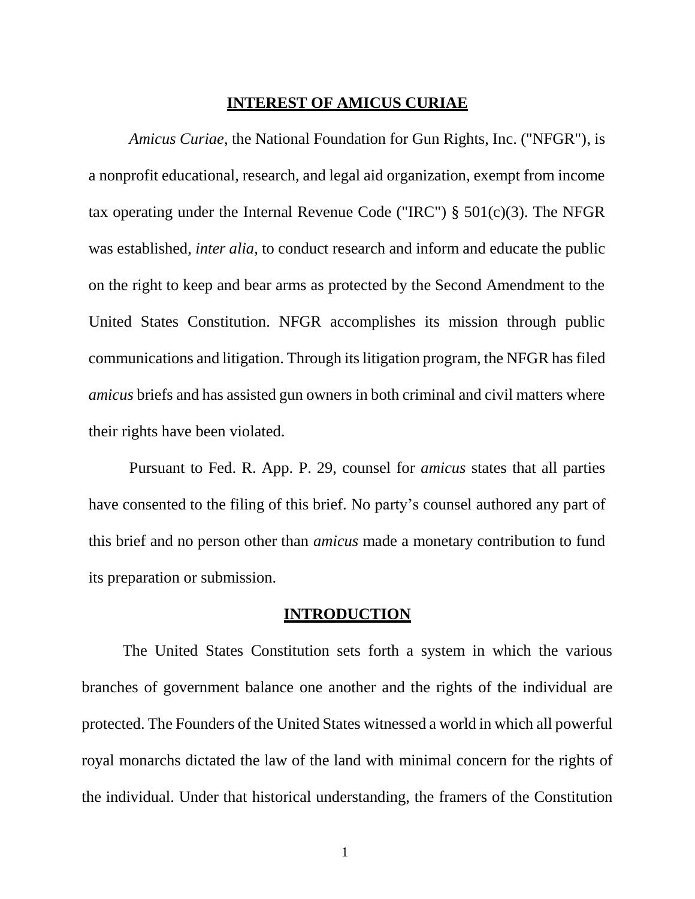## INTEREST OF AMICUS CURIAE

*Amicus Curiae*, the National Foundation for Gun Rights, Inc. ("NFGR"), is a nonprofit educational, research, and legal aid organization, exempt from income tax operating under the Internal Revenue Code ("IRC") § 501(c)(3). The NFGR was established, *inter alia*, to conduct research and inform and educate the public on the right to keep and bear arms as protected by the Second Amendment to the United States Constitution. NFGR accomplishes its mission through public communications and litigation. Through its litigation program, the NFGR has filed *amicus* briefs and has assisted gun owners in both criminal and civil matters where their rights have been violated.

Pursuant to Fed. R. App. P. 29, counsel for *amicus* states that all parties have consented to the filing of this brief. No party's counsel authored any part of this brief and no person other than *amicus* made a monetary contribution to fund its preparation or submission.

## INTRODUCTION

The United States Constitution sets forth a system in which the various branches of government balance one another and the rights of the individual are protected. The Founders of the United States witnessed a world in which all powerful royal monarchs dictated the law of the land with minimal concern for the rights of the individual. Under that historical understanding, the framers of the Constitution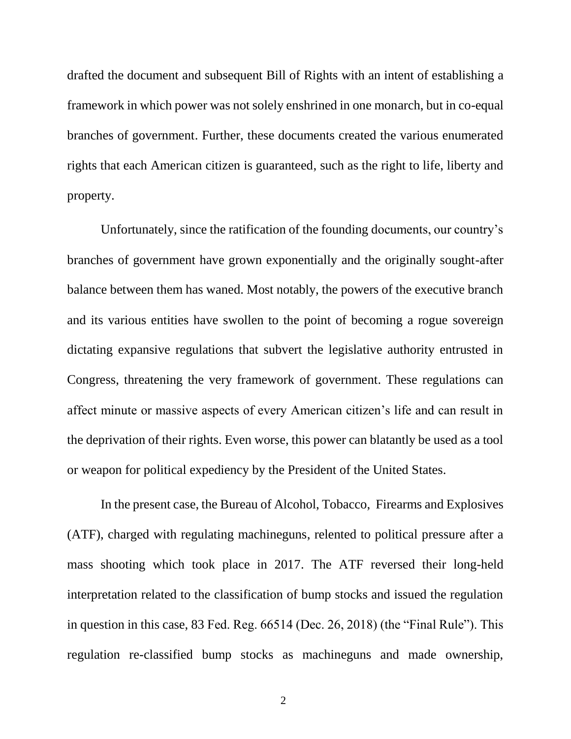drafted the document and subsequent Bill of Rights with an intent of establishing a framework in which power was not solely enshrined in one monarch, but in co-equal branches of government. Further, these documents created the various enumerated rights that each American citizen is guaranteed, such as the right to life, liberty and property.

Unfortunately, since the ratification of the founding documents, our country's branches of government have grown exponentially and the originally sought-after balance between them has waned. Most notably, the powers of the executive branch and its various entities have swollen to the point of becoming a rogue sovereign dictating expansive regulations that subvert the legislative authority entrusted in Congress, threatening the very framework of government. These regulations can affect minute or massive aspects of every American citizen's life and can result in the deprivation of their rights. Even worse, this power can blatantly be used as a tool or weapon for political expediency by the President of the United States.

In the present case, the Bureau of Alcohol, Tobacco, Firearms and Explosives (ATF), charged with regulating machineguns, relented to political pressure after a mass shooting which took place in 2017. The ATF reversed their long-held interpretation related to the classification of bump stocks and issued the regulation in question in this case, 83 Fed. Reg. 66514 (Dec. 26, 2018) (the "Final Rule"). This regulation re-classified bump stocks as machineguns and made ownership,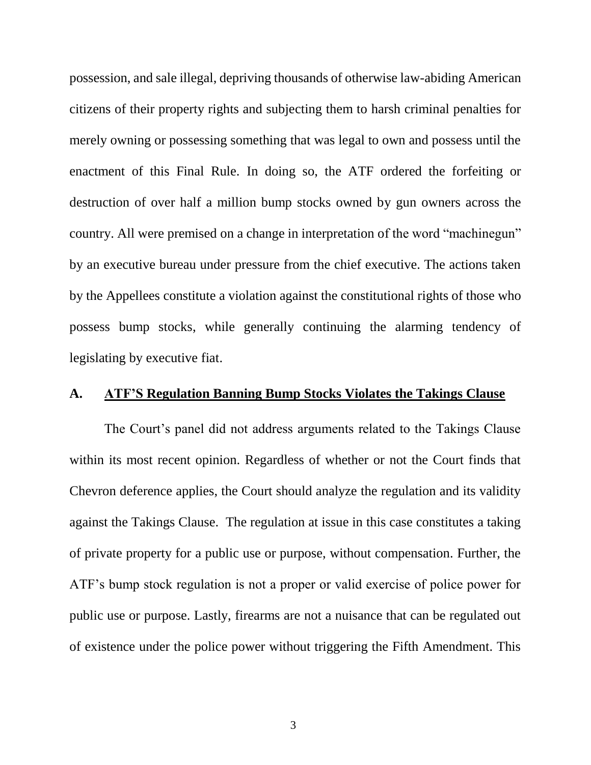possession, and sale illegal, depriving thousands of otherwise law-abiding American citizens of their property rights and subjecting them to harsh criminal penalties for merely owning or possessing something that was legal to own and possess until the enactment of this Final Rule. In doing so, the ATF ordered the forfeiting or destruction of over half a million bump stocks owned by gun owners across the country. All were premised on a change in interpretation of the word "machinegun" by an executive bureau under pressure from the chief executive. The actions taken by the Appellees constitute a violation against the constitutional rights of those who possess bump stocks, while generally continuing the alarming tendency of legislating by executive fiat.

## A. ATF'S Regulation Banning Bump Stocks Violates the Takings Clause

The Court's panel did not address arguments related to the Takings Clause within its most recent opinion. Regardless of whether or not the Court finds that Chevron deference applies, the Court should analyze the regulation and its validity against the Takings Clause. The regulation at issue in this case constitutes a taking of private property for a public use or purpose, without compensation. Further, the ATF's bump stock regulation is not a proper or valid exercise of police power for public use or purpose. Lastly, firearms are not a nuisance that can be regulated out of existence under the police power without triggering the Fifth Amendment. This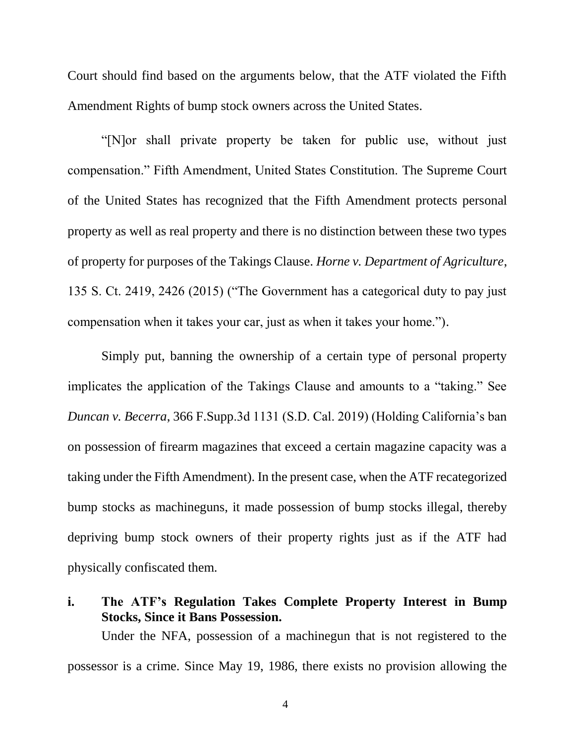Court should find based on the arguments below, that the ATF violated the Fifth Amendment Rights of bump stock owners across the United States.

"[N]or shall private property be taken for public use, without just compensation." Fifth Amendment, United States Constitution. The Supreme Court of the United States has recognized that the Fifth Amendment protects personal property as well as real property and there is no distinction between these two types of property for purposes of the Takings Clause. *Horne v. Department of Agriculture*, 135 S. Ct. 2419, 2426 (2015) ("The Government has a categorical duty to pay just compensation when it takes your car, just as when it takes your home.").

Simply put, banning the ownership of a certain type of personal property implicates the application of the Takings Clause and amounts to a "taking." See *Duncan v. Becerra*, 366 F.Supp.3d 1131 (S.D. Cal. 2019) (Holding California's ban on possession of firearm magazines that exceed a certain magazine capacity was a taking under the Fifth Amendment). In the present case, when the ATF recategorized bump stocks as machineguns, it made possession of bump stocks illegal, thereby depriving bump stock owners of their property rights just as if the ATF had physically confiscated them.

**i. The ATF's Regulation Takes Complete Property Interest in Bump Stocks, Since it Bans Possession.**

Under the NFA, possession of a machinegun that is not registered to the possessor is a crime. Since May 19, 1986, there exists no provision allowing the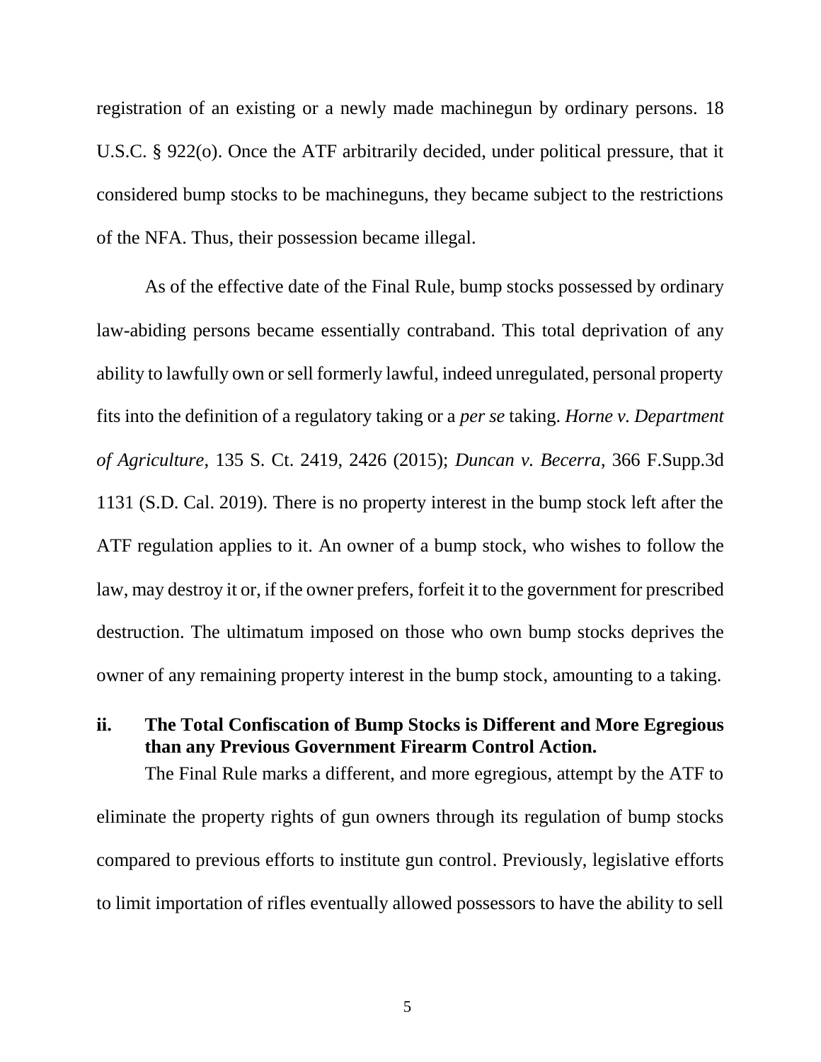registration of an existing or a newly made machinegun by ordinary persons. 18 U.S.C. § 922(o). Once the ATF arbitrarily decided, under political pressure, that it considered bump stocks to be machineguns, they became subject to the restrictions of the NFA. Thus, their possession became illegal.

As of the effective date of the Final Rule, bump stocks possessed by ordinary law-abiding persons became essentially contraband. This total deprivation of any ability to lawfully own or sell formerly lawful, indeed unregulated, personal property fits into the definition of a regulatory taking or a *per se* taking. *Horne v. Department of Agriculture*, 135 S. Ct. 2419, 2426 (2015); *Duncan v. Becerra*, 366 F.Supp.3d 1131 (S.D. Cal. 2019). There is no property interest in the bump stock left after the ATF regulation applies to it. An owner of a bump stock, who wishes to follow the law, may destroy it or, if the owner prefers, forfeit it to the government for prescribed destruction. The ultimatum imposed on those who own bump stocks deprives the owner of any remaining property interest in the bump stock, amounting to a taking.

### ii. The Total Confiscation of Bump Stocks is Different and More Egregious than any Previous Government Firearm Control Action.

The Final Rule marks a different, and more egregious, attempt by the ATF to eliminate the property rights of gun owners through its regulation of bump stocks compared to previous efforts to institute gun control. Previously, legislative efforts to limit importation of rifles eventually allowed possessors to have the ability to sell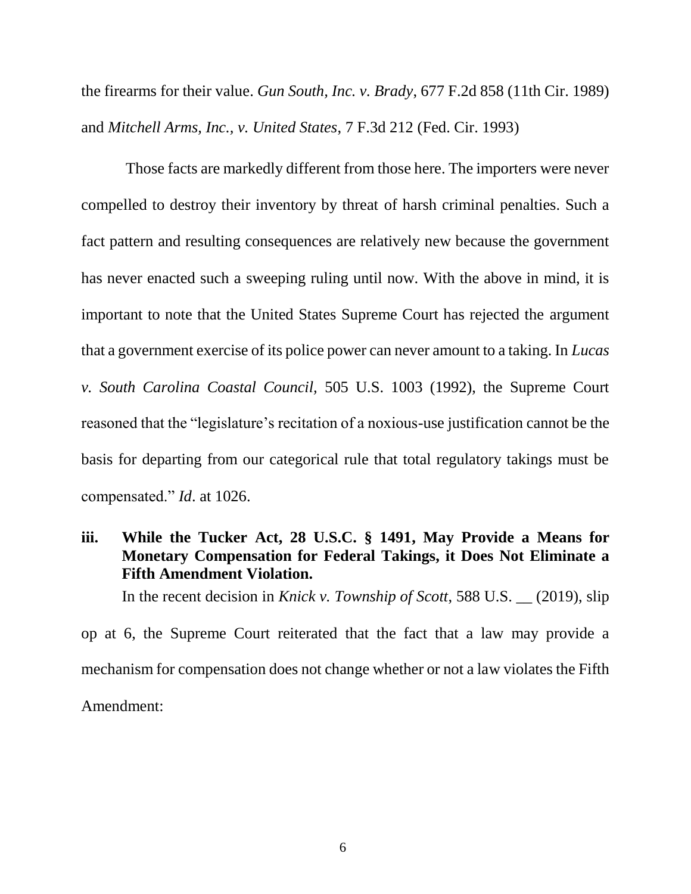the firearms for their value. *Gun South, Inc. v. Brady*, 677 F.2d 858 (11th Cir. 1989) and *Mitchell Arms, Inc., v. United States*, 7 F.3d 212 (Fed. Cir. 1993)

Those facts are markedly different from those here. The importers were never compelled to destroy their inventory by threat of harsh criminal penalties. Such a fact pattern and resulting consequences are relatively new because the government has never enacted such a sweeping ruling until now. With the above in mind, it is important to note that the United States Supreme Court has rejected the argument that a government exercise of its police power can never amount to a taking. In *Lucas v. South Carolina Coastal Council*, 505 U.S. 1003 (1992), the Supreme Court reasoned that the "legislature's recitation of a noxious-use justification cannot be the basis for departing from our categorical rule that total regulatory takings must be compensated." *Id*. at 1026.

**iii. While the Tucker Act, 28 U.S.C. § 1491, May Provide a Means for Monetary Compensation for Federal Takings, it Does Not Eliminate a Fifth Amendment Violation.**

In the recent decision in *Knick v. Township of Scott*, 588 U.S. __ (2019), slip op at 6, the Supreme Court reiterated that the fact that a law may provide a mechanism for compensation does not change whether or not a law violates the Fifth Amendment: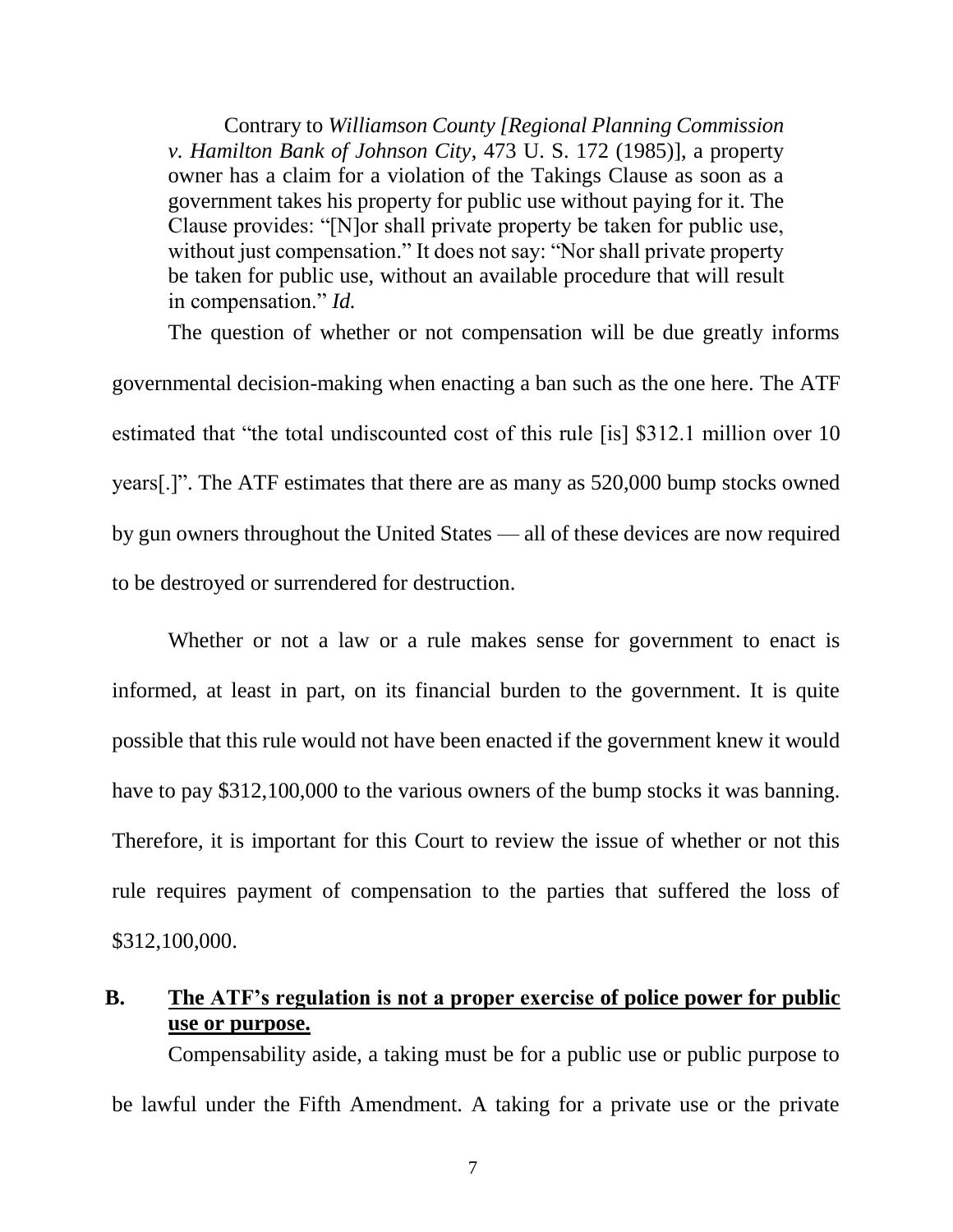> Contrary to *Williamson County [Regional Planning Commission v. Hamilton Bank of Johnson City*, 473 U. S. 172 (1985)], a property owner has a claim for a violation of the Takings Clause as soon as a government takes his property for public use without paying for it. The Clause provides: "[N]or shall private property be taken for public use, without just compensation." It does not say: "Nor shall private property be taken for public use, without an available procedure that will result in compensation." *Id.*

The question of whether or not compensation will be due greatly informs governmental decision-making when enacting a ban such as the one here. The ATF estimated that "the total undiscounted cost of this rule [is] $312.1 million over 10 years[.]". The ATF estimates that there are as many as 520,000 bump stocks owned by gun owners throughout the United States — all of these devices are now required to be destroyed or surrendered for destruction.

Whether or not a law or a rule makes sense for government to enact is informed, at least in part, on its financial burden to the government. It is quite possible that this rule would not have been enacted if the government knew it would have to pay $312,100,000 to the various owners of the bump stocks it was banning. Therefore, it is important for this Court to review the issue of whether or not this rule requires payment of compensation to the parties that suffered the loss of $312,100,000.

**B. <u>The ATF's regulation is not a proper exercise of police power for public use or purpose.</u>**

Compensability aside, a taking must be for a public use or public purpose to be lawful under the Fifth Amendment. A taking for a private use or the private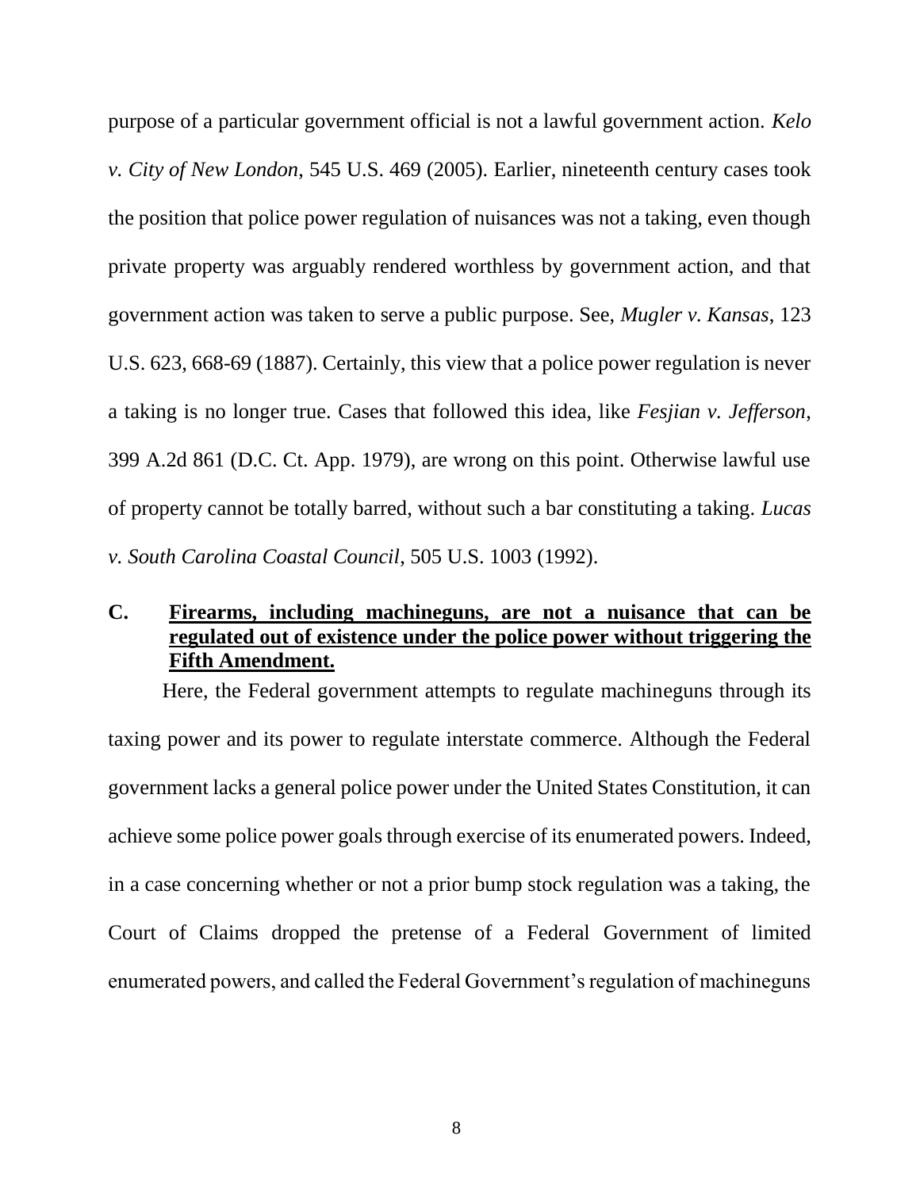purpose of a particular government official is not a lawful government action. *Kelo v. City of New London*, 545 U.S. 469 (2005). Earlier, nineteenth century cases took the position that police power regulation of nuisances was not a taking, even though private property was arguably rendered worthless by government action, and that government action was taken to serve a public purpose. See, *Mugler v. Kansas*, 123 U.S. 623, 668-69 (1887). Certainly, this view that a police power regulation is never a taking is no longer true. Cases that followed this idea, like *Fesjian v. Jefferson*, 399 A.2d 861 (D.C. Ct. App. 1979), are wrong on this point. Otherwise lawful use of property cannot be totally barred, without such a bar constituting a taking. *Lucas v. South Carolina Coastal Council*, 505 U.S. 1003 (1992).

### C. Firearms, including machineguns, are not a nuisance that can be regulated out of existence under the police power without triggering the Fifth Amendment.

Here, the Federal government attempts to regulate machineguns through its taxing power and its power to regulate interstate commerce. Although the Federal government lacks a general police power under the United States Constitution, it can achieve some police power goals through exercise of its enumerated powers. Indeed, in a case concerning whether or not a prior bump stock regulation was a taking, the Court of Claims dropped the pretense of a Federal Government of limited enumerated powers, and called the Federal Government's regulation of machineguns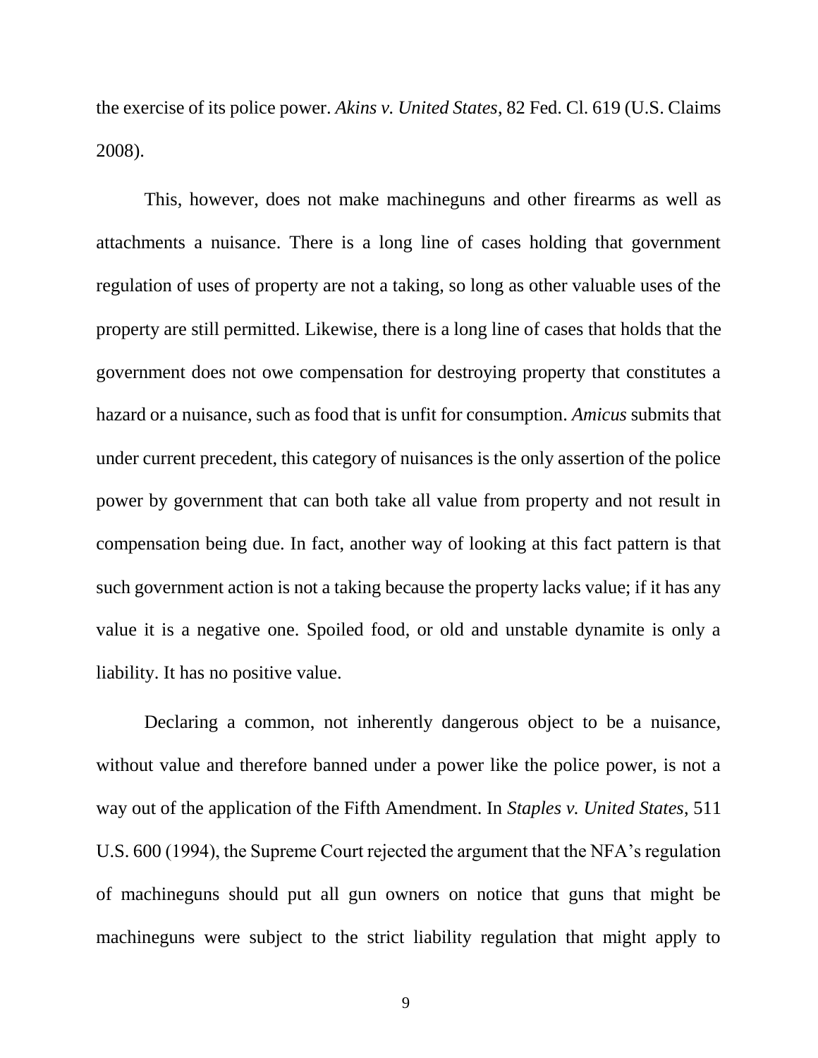the exercise of its police power. *Akins v. United States*, 82 Fed. Cl. 619 (U.S. Claims 2008).

This, however, does not make machineguns and other firearms as well as attachments a nuisance. There is a long line of cases holding that government regulation of uses of property are not a taking, so long as other valuable uses of the property are still permitted. Likewise, there is a long line of cases that holds that the government does not owe compensation for destroying property that constitutes a hazard or a nuisance, such as food that is unfit for consumption. *Amicus* submits that under current precedent, this category of nuisances is the only assertion of the police power by government that can both take all value from property and not result in compensation being due. In fact, another way of looking at this fact pattern is that such government action is not a taking because the property lacks value; if it has any value it is a negative one. Spoiled food, or old and unstable dynamite is only a liability. It has no positive value.

Declaring a common, not inherently dangerous object to be a nuisance, without value and therefore banned under a power like the police power, is not a way out of the application of the Fifth Amendment. In *Staples v. United States*, 511 U.S. 600 (1994), the Supreme Court rejected the argument that the NFA's regulation of machineguns should put all gun owners on notice that guns that might be machineguns were subject to the strict liability regulation that might apply to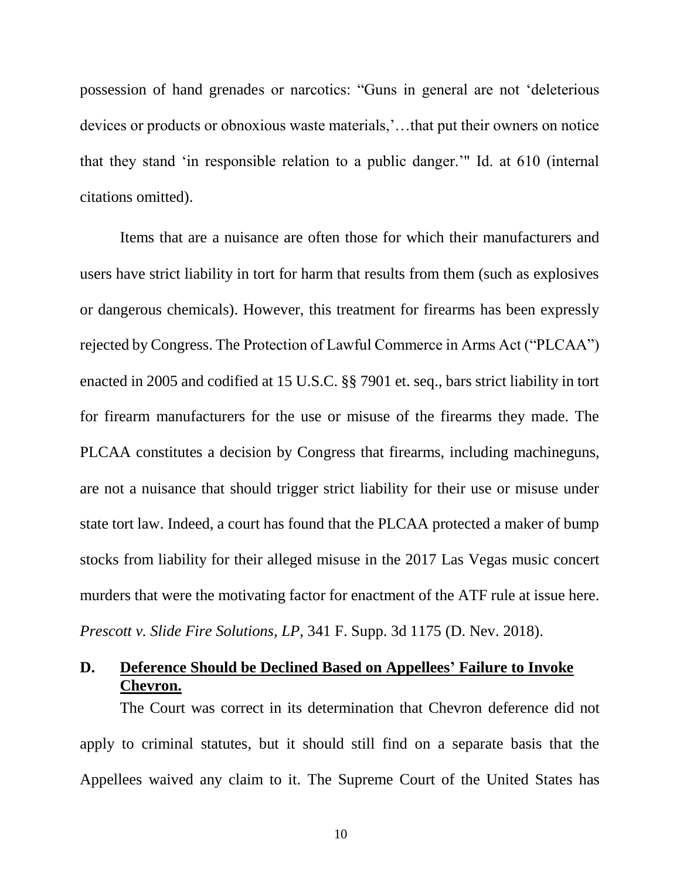possession of hand grenades or narcotics: "Guns in general are not 'deleterious devices or products or obnoxious waste materials,'…that put their owners on notice that they stand 'in responsible relation to a public danger.'" Id. at 610 (internal citations omitted).

Items that are a nuisance are often those for which their manufacturers and users have strict liability in tort for harm that results from them (such as explosives or dangerous chemicals). However, this treatment for firearms has been expressly rejected by Congress. The Protection of Lawful Commerce in Arms Act ("PLCAA") enacted in 2005 and codified at 15 U.S.C. §§ 7901 et. seq., bars strict liability in tort for firearm manufacturers for the use or misuse of the firearms they made. The PLCAA constitutes a decision by Congress that firearms, including machineguns, are not a nuisance that should trigger strict liability for their use or misuse under state tort law. Indeed, a court has found that the PLCAA protected a maker of bump stocks from liability for their alleged misuse in the 2017 Las Vegas music concert murders that were the motivating factor for enactment of the ATF rule at issue here. *Prescott v. Slide Fire Solutions, LP*, 341 F. Supp. 3d 1175 (D. Nev. 2018).

## D. Deference Should be Declined Based on Appellees' Failure to Invoke Chevron.

The Court was correct in its determination that Chevron deference did not apply to criminal statutes, but it should still find on a separate basis that the Appellees waived any claim to it. The Supreme Court of the United States has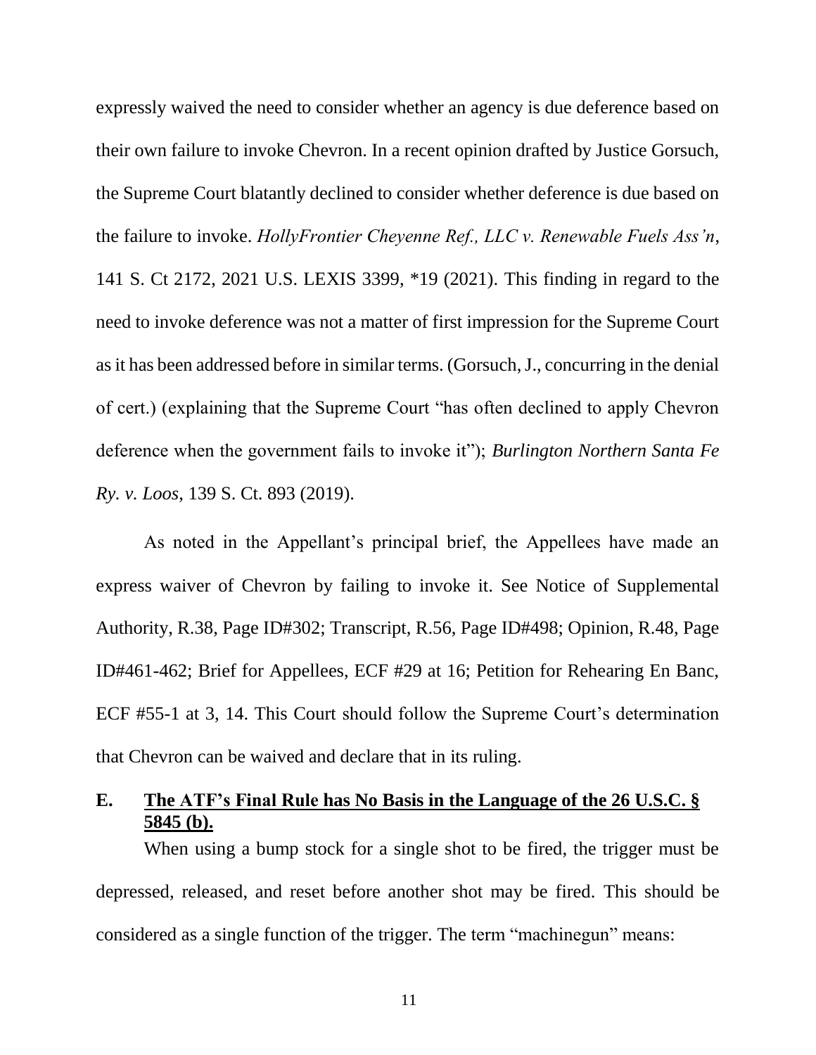expressly waived the need to consider whether an agency is due deference based on their own failure to invoke Chevron. In a recent opinion drafted by Justice Gorsuch, the Supreme Court blatantly declined to consider whether deference is due based on the failure to invoke. *HollyFrontier Cheyenne Ref., LLC v. Renewable Fuels Ass'n*, 141 S. Ct 2172, 2021 U.S. LEXIS 3399, *19 (2021). This finding in regard to the need to invoke deference was not a matter of first impression for the Supreme Court as it has been addressed before in similar terms. (Gorsuch, J., concurring in the denial of cert.) (explaining that the Supreme Court "has often declined to apply Chevron deference when the government fails to invoke it"); *Burlington Northern Santa Fe Ry. v. Loos*, 139 S. Ct. 893 (2019).

As noted in the Appellant's principal brief, the Appellees have made an express waiver of Chevron by failing to invoke it. See Notice of Supplemental Authority, R.38, Page ID#302; Transcript, R.56, Page ID#498; Opinion, R.48, Page ID#461-462; Brief for Appellees, ECF #29 at 16; Petition for Rehearing En Banc, ECF #55-1 at 3, 14. This Court should follow the Supreme Court's determination that Chevron can be waived and declare that in its ruling.

## E. The ATF's Final Rule has No Basis in the Language of the 26 U.S.C. § 5845 (b).

When using a bump stock for a single shot to be fired, the trigger must be depressed, released, and reset before another shot may be fired. This should be considered as a single function of the trigger. The term "machinegun" means: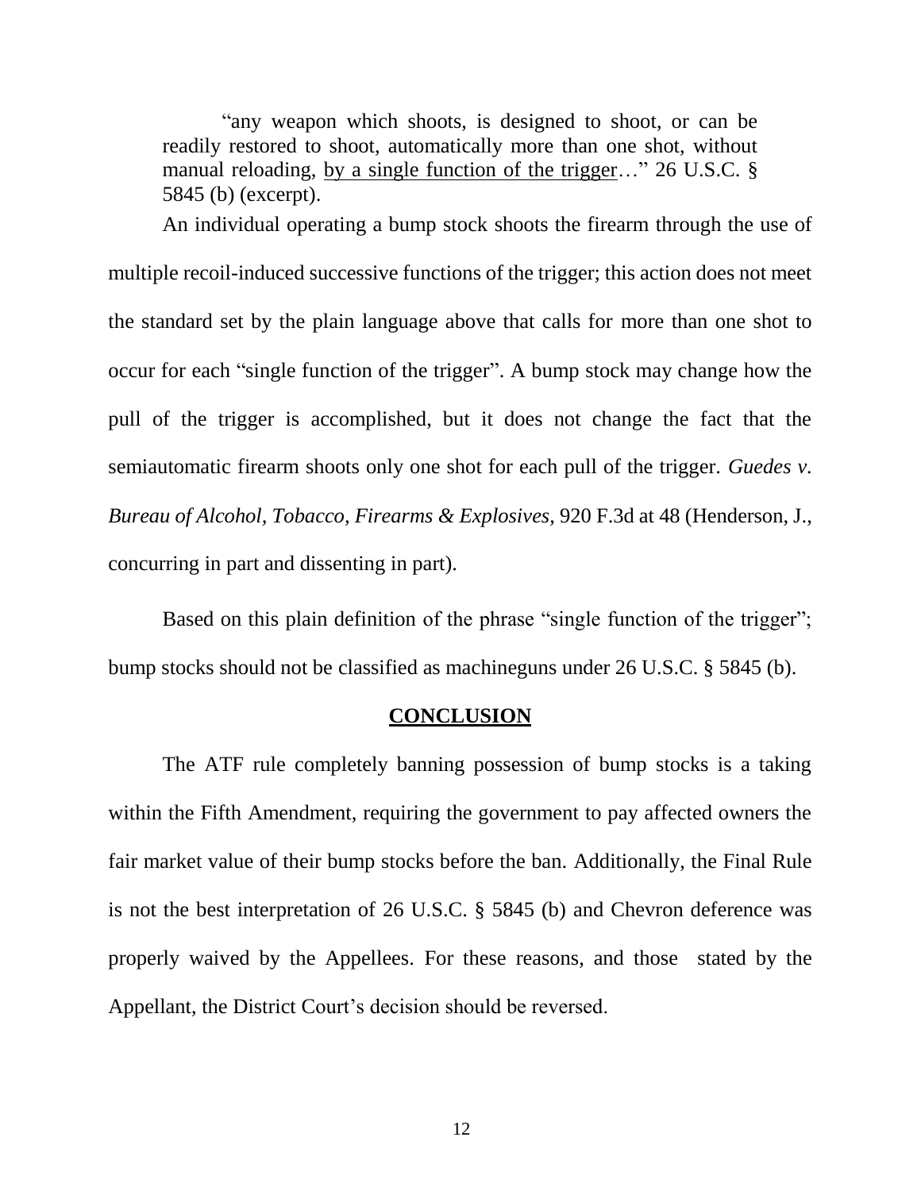> "any weapon which shoots, is designed to shoot, or can be readily restored to shoot, automatically more than one shot, without manual reloading, <u>by a single function of the trigger</u>…" 26 U.S.C. § 5845 (b) (excerpt).

An individual operating a bump stock shoots the firearm through the use of multiple recoil-induced successive functions of the trigger; this action does not meet the standard set by the plain language above that calls for more than one shot to occur for each "single function of the trigger". A bump stock may change how the pull of the trigger is accomplished, but it does not change the fact that the semiautomatic firearm shoots only one shot for each pull of the trigger. *Guedes v. Bureau of Alcohol, Tobacco, Firearms & Explosives*, 920 F.3d at 48 (Henderson, J., concurring in part and dissenting in part).

Based on this plain definition of the phrase "single function of the trigger"; bump stocks should not be classified as machineguns under 26 U.S.C. § 5845 (b).

## CONCLUSION

The ATF rule completely banning possession of bump stocks is a taking within the Fifth Amendment, requiring the government to pay affected owners the fair market value of their bump stocks before the ban. Additionally, the Final Rule is not the best interpretation of 26 U.S.C. § 5845 (b) and Chevron deference was properly waived by the Appellees. For these reasons, and those stated by the Appellant, the District Court's decision should be reversed.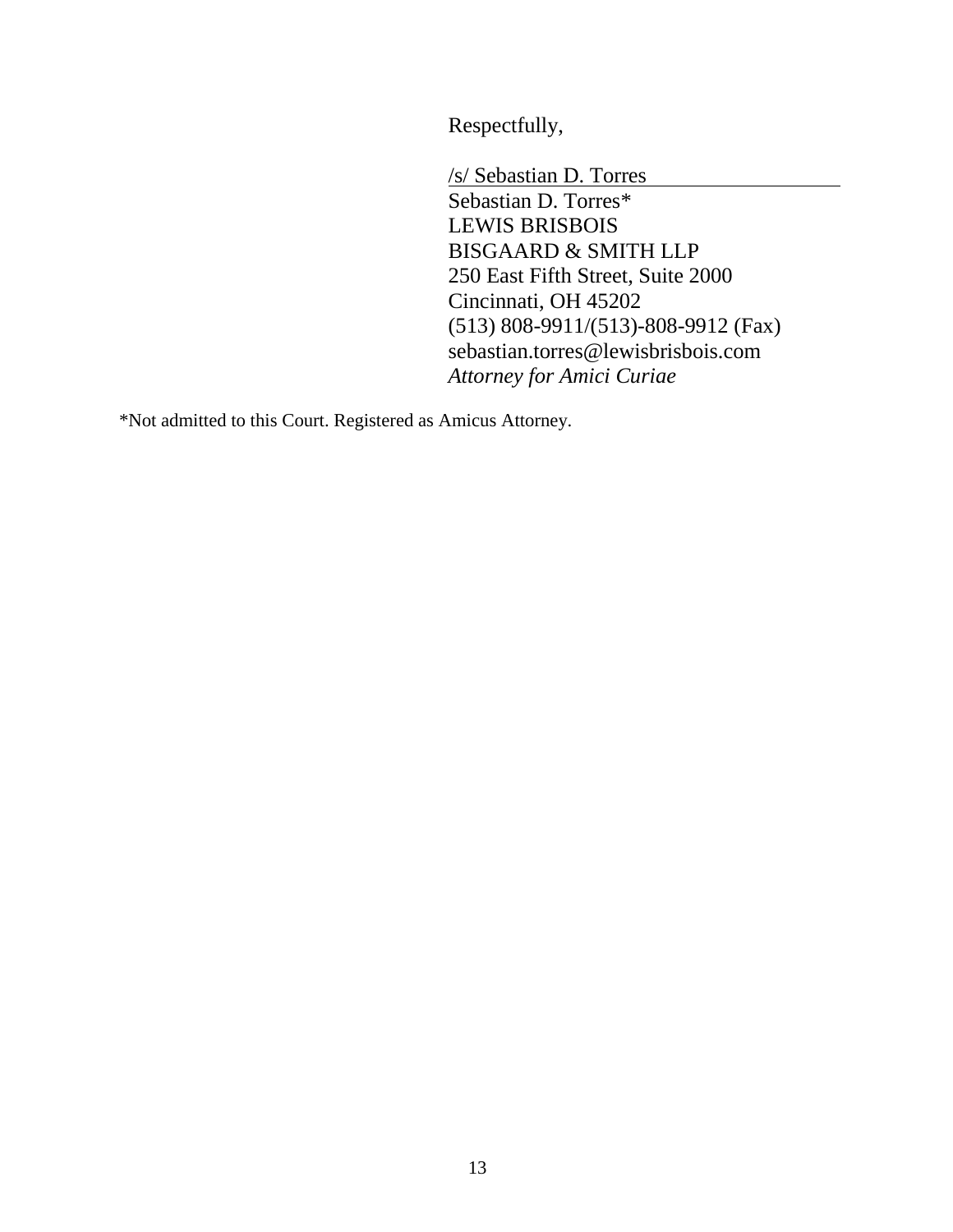Respectfully,

/s/ Sebastian D. Torres
Sebastian D. Torres*
LEWIS BRISBOIS
BISGAARD & SMITH LLP
250 East Fifth Street, Suite 2000
Cincinnati, OH 45202
(513) 808-9911/(513)-808-9912 (Fax)
sebastian.torres@lewisbrisbois.com
*Attorney for Amici Curiae*

*Not admitted to this Court. Registered as Amicus Attorney.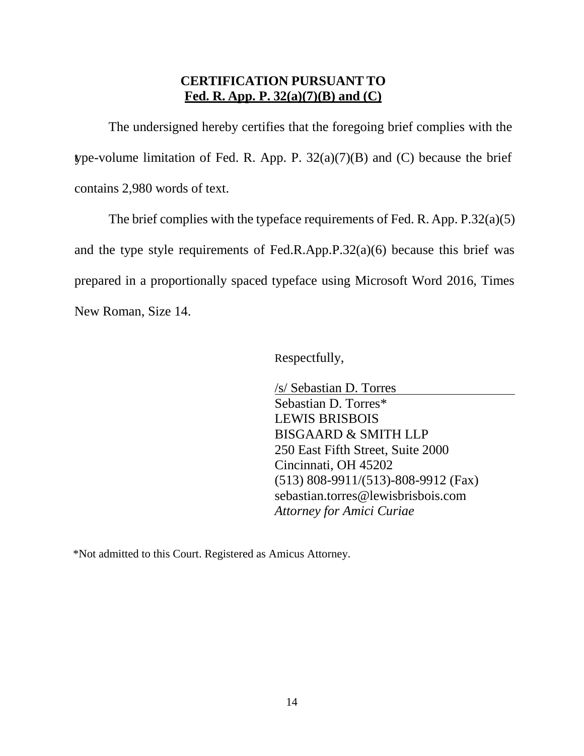**CERTIFICATION PURSUANT TO**
**Fed. R. App. P. 32(a)(7)(B) and (C)**

The undersigned hereby certifies that the foregoing brief complies with the type-volume limitation of Fed. R. App. P. 32(a)(7)(B) and (C) because the brief contains 2,980 words of text.

The brief complies with the typeface requirements of Fed. R. App. P.32(a)(5) and the type style requirements of Fed.R.App.P.32(a)(6) because this brief was prepared in a proportionally spaced typeface using Microsoft Word 2016, Times New Roman, Size 14.

Respectfully,

/s/ Sebastian D. Torres
Sebastian D. Torres*
LEWIS BRISBOIS
BISGAARD & SMITH LLP
250 East Fifth Street, Suite 2000
Cincinnati, OH 45202
(513) 808-9911/(513)-808-9912 (Fax)
sebastian.torres@lewisbrisbois.com
*Attorney for Amici Curiae*

*Not admitted to this Court. Registered as Amicus Attorney.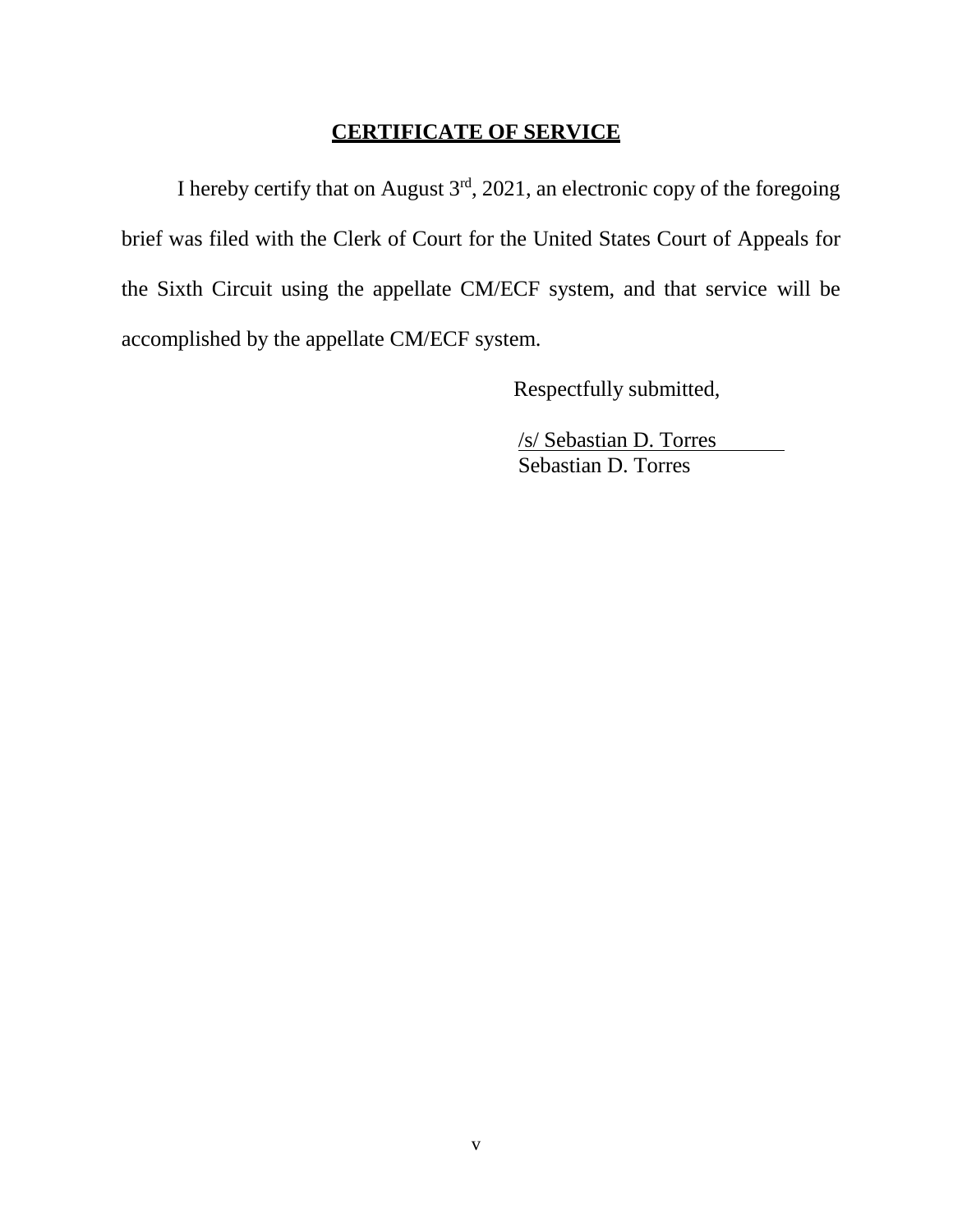## **CERTIFICATE OF SERVICE**

I hereby certify that on August 3rd, 2021, an electronic copy of the foregoing brief was filed with the Clerk of Court for the United States Court of Appeals for the Sixth Circuit using the appellate CM/ECF system, and that service will be accomplished by the appellate CM/ECF system.

Respectfully submitted,

/s/ Sebastian D. Torres
Sebastian D. Torres